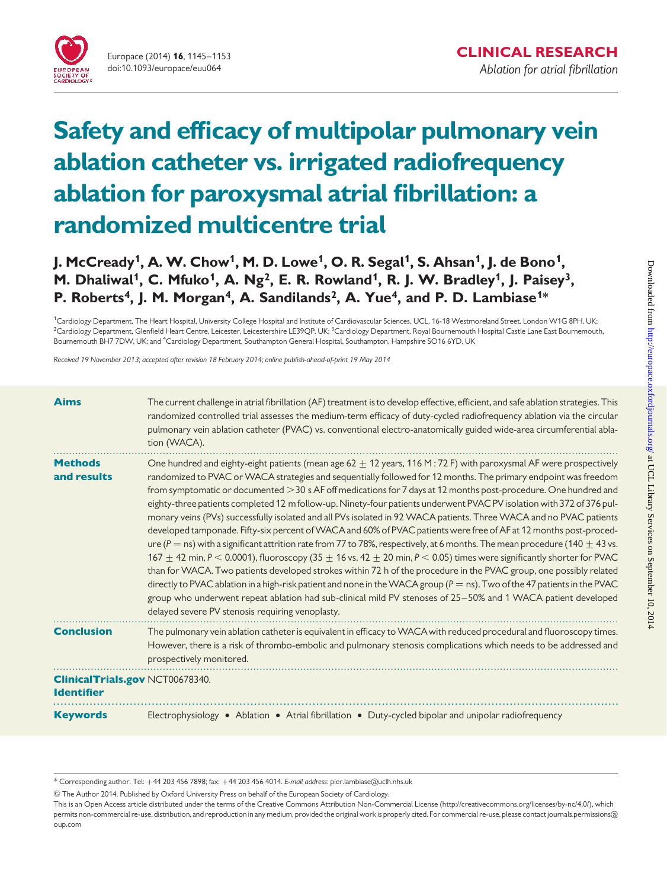# Safety and efficacy of multipolar pulmonary vein ablation catheter vs. irrigated radiofrequency ablation for paroxysmal atrial fibrillation: a randomized multicentre trial

**J. McCready[1], A. W. Chow[1], M. D. Lowe[1], O. R. Segal[1], S. Ahsan[1], J. de Bono[1], M. Dhaliwal[1], C. Mfuko[1], A. Ng[2], E. R. Rowland[1], R. J. W. Bradley[1], J. Paisey[3], P. Roberts[4], J. M. Morgan[4], A. Sandilands[2], A. Yue[4], and P. D. Lambiase[1]***

[1]Cardiology Department, The Heart Hospital, University College Hospital and Institute of Cardiovascular Sciences, UCL, 16-18 Westmoreland Street, London W1G 8PH, UK; [2]Cardiology Department, Glenfield Heart Centre, Leicester, Leicestershire LE39QP, UK; [3]Cardiology Department, Royal Bournemouth Hospital Castle Lane East Bournemouth, Bournemouth BH7 7DW, UK; and [4]Cardiology Department, Southampton General Hospital, Southampton, Hampshire SO16 6YD, UK

*Received 19 November 2013; accepted after revision 18 February 2014; online publish-ahead-of-print 19 May 2014*

**Aims**

The current challenge in atrial fibrillation (AF) treatment is to develop effective, efficient, and safe ablation strategies. This randomized controlled trial assesses the medium-term efficacy of duty-cycled radiofrequency ablation via the circular pulmonary vein ablation catheter (PVAC) vs. conventional electro-anatomically guided wide-area circumferential ablation (WACA).

**Methods and results**

One hundred and eighty-eight patients (mean age $62 \pm 12$ years, 116 M : 72 F) with paroxysmal AF were prospectively randomized to PVAC or WACA strategies and sequentially followed for 12 months. The primary endpoint was freedom from symptomatic or documented $>30$ s AF off medications for 7 days at 12 months post-procedure. One hundred and eighty-three patients completed 12 m follow-up. Ninety-four patients underwent PVAC PV isolation with 372 of 376 pulmonary veins (PVs) successfully isolated and all PVs isolated in 92 WACA patients. Three WACA and no PVAC patients developed tamponade. Fifty-six percent of WACA and 60% of PVAC patients were free of AF at 12 months post-procedure ($P$ = ns) with a significant attrition rate from 77 to 78%, respectively, at 6 months. The mean procedure ($140 \pm 43$ vs. $167 \pm 42$ min, $P < 0.0001$), fluoroscopy ($35 \pm 16$ vs. $42 \pm 20$ min, $P < 0.05$) times were significantly shorter for PVAC than for WACA. Two patients developed strokes within 72 h of the procedure in the PVAC group, one possibly related directly to PVAC ablation in a high-risk patient and none in the WACA group ($P$ = ns). Two of the 47 patients in the PVAC group who underwent repeat ablation had sub-clinical mild PV stenoses of 25–50% and 1 WACA patient developed delayed severe PV stenosis requiring venoplasty.

**Conclusion**

The pulmonary vein ablation catheter is equivalent in efficacy to WACA with reduced procedural and fluoroscopy times. However, there is a risk of thrombo-embolic and pulmonary stenosis complications which needs to be addressed and prospectively monitored.

**ClinicalTrials.gov Identifier** NCT00678340.

**Keywords** Electrophysiology • Ablation • Atrial fibrillation • Duty-cycled bipolar and unipolar radiofrequency

\* Corresponding author. Tel: +44 203 456 7898; fax: +44 203 456 4014. *E-mail address*: pier.lambiase@uclh.nhs.uk

© The Author 2014. Published by Oxford University Press on behalf of the European Society of Cardiology.

This is an Open Access article distributed under the terms of the Creative Commons Attribution Non-Commercial License (http://creativecommons.org/licenses/by-nc/4.0/), which permits non-commercial re-use, distribution, and reproduction in any medium, provided the original work is properly cited. For commercial re-use, please contact journals.permissions@oup.com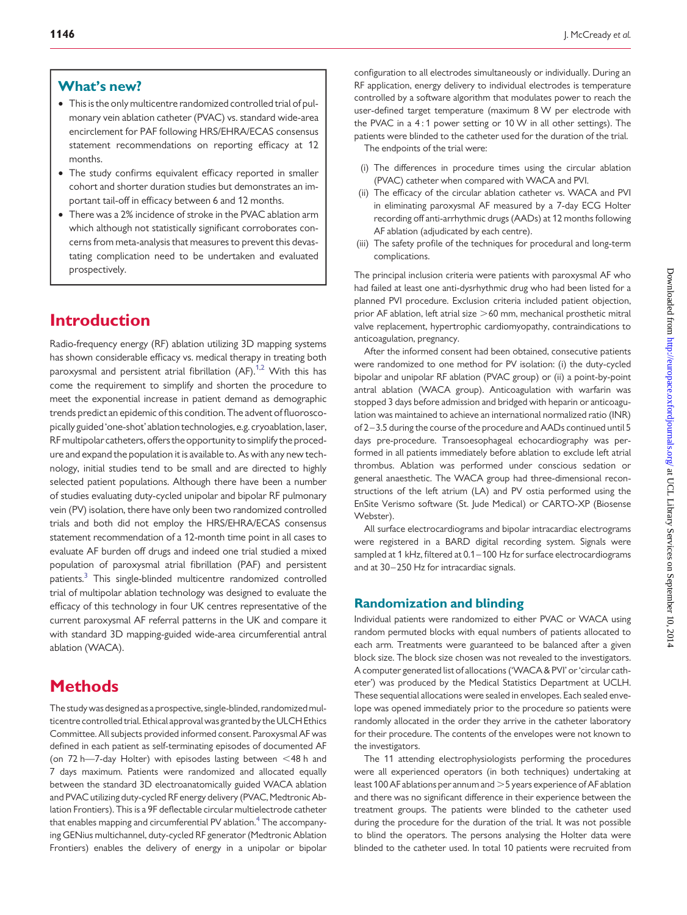## What's new?

- This is the only multicentre randomized controlled trial of pulmonary vein ablation catheter (PVAC) vs. standard wide-area encirclement for PAF following HRS/EHRA/ECAS consensus statement recommendations on reporting efficacy at 12 months.
- The study confirms equivalent efficacy reported in smaller cohort and shorter duration studies but demonstrates an important tail-off in efficacy between 6 and 12 months.
- There was a 2% incidence of stroke in the PVAC ablation arm which although not statistically significant corroborates concerns from meta-analysis that measures to prevent this devastating complication need to be undertaken and evaluated prospectively.

# Introduction

Radio-frequency energy (RF) ablation utilizing 3D mapping systems has shown considerable efficacy vs. medical therapy in treating both paroxysmal and persistent atrial fibrillation (AF).[1,2] With this has come the requirement to simplify and shorten the procedure to meet the exponential increase in patient demand as demographic trends predict an epidemic of this condition. The advent of fluoroscopically guided 'one-shot' ablation technologies, e.g. cryoablation, laser, RF multipolar catheters, offers the opportunity to simplify the procedure and expand the population it is available to. As with any new technology, initial studies tend to be small and are directed to highly selected patient populations. Although there have been a number of studies evaluating duty-cycled unipolar and bipolar RF pulmonary vein (PV) isolation, there have only been two randomized controlled trials and both did not employ the HRS/EHRA/ECAS consensus statement recommendation of a 12-month time point in all cases to evaluate AF burden off drugs and indeed one trial studied a mixed population of paroxysmal atrial fibrillation (PAF) and persistent patients.[3] This single-blinded multicentre randomized controlled trial of multipolar ablation technology was designed to evaluate the efficacy of this technology in four UK centres representative of the current paroxysmal AF referral patterns in the UK and compare it with standard 3D mapping-guided wide-area circumferential antral ablation (WACA).

# Methods

The study was designed as a prospective, single-blinded, randomized multicentre controlled trial. Ethical approval was granted by the ULCH Ethics Committee. All subjects provided informed consent. Paroxysmal AF was defined in each patient as self-terminating episodes of documented AF (on 72 h—7-day Holter) with episodes lasting between <48 h and 7 days maximum. Patients were randomized and allocated equally between the standard 3D electroanatomically guided WACA ablation and PVAC utilizing duty-cycled RF energy delivery (PVAC, Medtronic Ablation Frontiers). This is a 9F deflectable circular multielectrode catheter that enables mapping and circumferential PV ablation.[4] The accompanying GENius multichannel, duty-cycled RF generator (Medtronic Ablation Frontiers) enables the delivery of energy in a unipolar or bipolar configuration to all electrodes simultaneously or individually. During an RF application, energy delivery to individual electrodes is temperature controlled by a software algorithm that modulates power to reach the user-defined target temperature (maximum 8 W per electrode with the PVAC in a 4 : 1 power setting or 10 W in all other settings). The patients were blinded to the catheter used for the duration of the trial.

The endpoints of the trial were:

(i) The differences in procedure times using the circular ablation (PVAC) catheter when compared with WACA and PVI.
(ii) The efficacy of the circular ablation catheter vs. WACA and PVI in eliminating paroxysmal AF measured by a 7-day ECG Holter recording off anti-arrhythmic drugs (AADs) at 12 months following AF ablation (adjudicated by each centre).
(iii) The safety profile of the techniques for procedural and long-term complications.

The principal inclusion criteria were patients with paroxysmal AF who had failed at least one anti-dysrhythmic drug who had been listed for a planned PVI procedure. Exclusion criteria included patient objection, prior AF ablation, left atrial size >60 mm, mechanical prosthetic mitral valve replacement, hypertrophic cardiomyopathy, contraindications to anticoagulation, pregnancy.

After the informed consent had been obtained, consecutive patients were randomized to one method for PV isolation: (i) the duty-cycled bipolar and unipolar RF ablation (PVAC group) or (ii) a point-by-point antral ablation (WACA group). Anticoagulation with warfarin was stopped 3 days before admission and bridged with heparin or anticoagulation was maintained to achieve an international normalized ratio (INR) of 2–3.5 during the course of the procedure and AADs continued until 5 days pre-procedure. Transoesophageal echocardiography was performed in all patients immediately before ablation to exclude left atrial thrombus. Ablation was performed under conscious sedation or general anaesthetic. The WACA group had three-dimensional reconstructions of the left atrium (LA) and PV ostia performed using the EnSite Verismo software (St. Jude Medical) or CARTO-XP (Biosense Webster).

All surface electrocardiograms and bipolar intracardiac electrograms were registered in a BARD digital recording system. Signals were sampled at 1 kHz, filtered at 0.1–100 Hz for surface electrocardiograms and at 30–250 Hz for intracardiac signals.

## Randomization and blinding

Individual patients were randomized to either PVAC or WACA using random permuted blocks with equal numbers of patients allocated to each arm. Treatments were guaranteed to be balanced after a given block size. The block size chosen was not revealed to the investigators. A computer generated list of allocations ('WACA & PVI' or 'circular catheter') was produced by the Medical Statistics Department at UCLH. These sequential allocations were sealed in envelopes. Each sealed envelope was opened immediately prior to the procedure so patients were randomly allocated in the order they arrive in the catheter laboratory for their procedure. The contents of the envelopes were not known to the investigators.

The 11 attending electrophysiologists performing the procedures were all experienced operators (in both techniques) undertaking at least 100 AF ablations per annum and >5 years experience of AF ablation and there was no significant difference in their experience between the treatment groups. The patients were blinded to the catheter used during the procedure for the duration of the trial. It was not possible to blind the operators. The persons analysing the Holter data were blinded to the catheter used. In total 10 patients were recruited from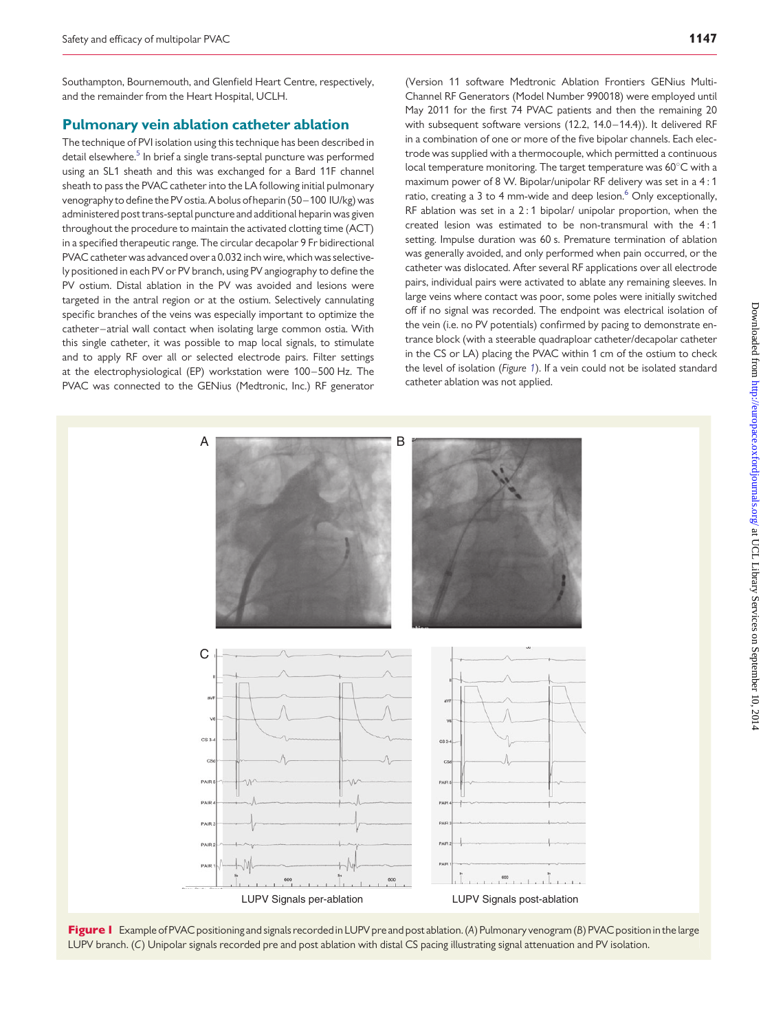Southampton, Bournemouth, and Glenfield Heart Centre, respectively, and the remainder from the Heart Hospital, UCLH.

## Pulmonary vein ablation catheter ablation

The technique of PVI isolation using this technique has been described in detail elsewhere.[5] In brief a single trans-septal puncture was performed using an SL1 sheath and this was exchanged for a Bard 11F channel sheath to pass the PVAC catheter into the LA following initial pulmonary venography to define the PV ostia. A bolus of heparin (50–100 IU/kg) was administered post trans-septal puncture and additional heparin was given throughout the procedure to maintain the activated clotting time (ACT) in a specified therapeutic range. The circular decapolar 9 Fr bidirectional PVAC catheter was advanced over a 0.032 inch wire, which was selectively positioned in each PV or PV branch, using PV angiography to define the PV ostium. Distal ablation in the PV was avoided and lesions were targeted in the antral region or at the ostium. Selectively cannulating specific branches of the veins was especially important to optimize the catheter–atrial wall contact when isolating large common ostia. With this single catheter, it was possible to map local signals, to stimulate and to apply RF over all or selected electrode pairs. Filter settings at the electrophysiological (EP) workstation were 100–500 Hz. The PVAC was connected to the GENius (Medtronic, Inc.) RF generator (Version 11 software Medtronic Ablation Frontiers GENius Multi-Channel RF Generators (Model Number 990018) were employed until May 2011 for the first 74 PVAC patients and then the remaining 20 with subsequent software versions (12.2, 14.0–14.4)). It delivered RF in a combination of one or more of the five bipolar channels. Each electrode was supplied with a thermocouple, which permitted a continuous local temperature monitoring. The target temperature was 60°C with a maximum power of 8 W. Bipolar/unipolar RF delivery was set in a 4 : 1 ratio, creating a 3 to 4 mm-wide and deep lesion.[6] Only exceptionally, RF ablation was set in a 2 : 1 bipolar/ unipolar proportion, when the created lesion was estimated to be non-transmural with the 4 : 1 setting. Impulse duration was 60 s. Premature termination of ablation was generally avoided, and only performed when pain occurred, or the catheter was dislocated. After several RF applications over all electrode pairs, individual pairs were activated to ablate any remaining sleeves. In large veins where contact was poor, some poles were initially switched off if no signal was recorded. The endpoint was electrical isolation of the vein (i.e. no PV potentials) confirmed by pacing to demonstrate entrance block (with a steerable quadraploar catheter/decapolar catheter in the CS or LA) placing the PVAC within 1 cm of the ostium to check the level of isolation (*Figure 1*). If a vein could not be isolated standard catheter ablation was not applied.

**Figure 1** Example of PVAC positioning and signals recorded in LUPV pre and post ablation. (*A*) Pulmonary venogram (*B*) PVAC position in the large LUPV branch. (*C*) Unipolar signals recorded pre and post ablation with distal CS pacing illustrating signal attenuation and PV isolation.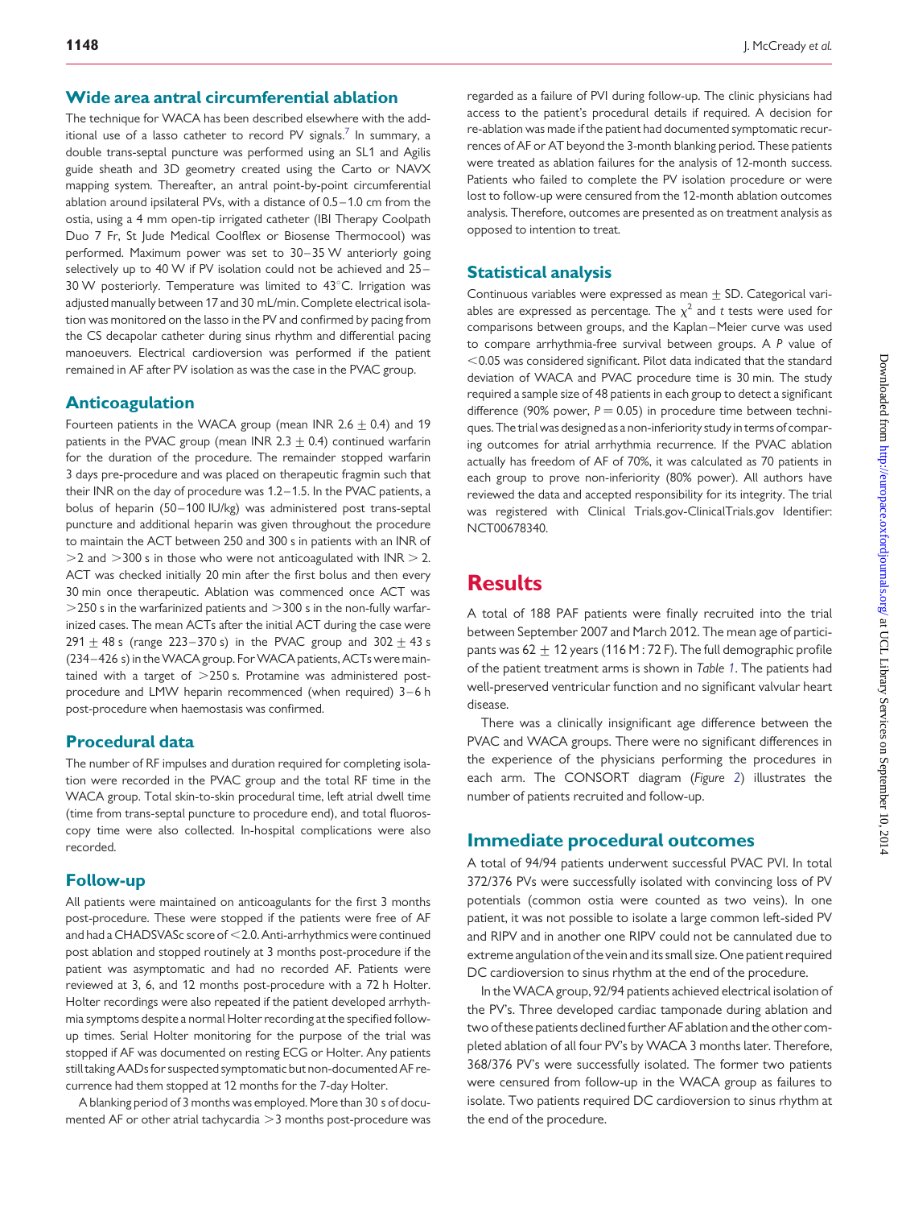## Wide area antral circumferential ablation

The technique for WACA has been described elsewhere with the additional use of a lasso catheter to record PV signals.[7] In summary, a double trans-septal puncture was performed using an SL1 and Agilis guide sheath and 3D geometry created using the Carto or NAVX mapping system. Thereafter, an antral point-by-point circumferential ablation around ipsilateral PVs, with a distance of 0.5–1.0 cm from the ostia, using a 4 mm open-tip irrigated catheter (IBI Therapy Coolpath Duo 7 Fr, St Jude Medical Coolflex or Biosense Thermocool) was performed. Maximum power was set to 30–35 W anteriorly going selectively up to 40 W if PV isolation could not be achieved and 25–30 W posteriorly. Temperature was limited to 43°C. Irrigation was adjusted manually between 17 and 30 mL/min. Complete electrical isolation was monitored on the lasso in the PV and confirmed by pacing from the CS decapolar catheter during sinus rhythm and differential pacing manoeuvers. Electrical cardioversion was performed if the patient remained in AF after PV isolation as was the case in the PVAC group.

## Anticoagulation

Fourteen patients in the WACA group (mean INR 2.6 ± 0.4) and 19 patients in the PVAC group (mean INR 2.3 ± 0.4) continued warfarin for the duration of the procedure. The remainder stopped warfarin 3 days pre-procedure and was placed on therapeutic fragmin such that their INR on the day of procedure was 1.2–1.5. In the PVAC patients, a bolus of heparin (50–100 IU/kg) was administered post trans-septal puncture and additional heparin was given throughout the procedure to maintain the ACT between 250 and 300 s in patients with an INR of >2 and >300 s in those who were not anticoagulated with INR > 2. ACT was checked initially 20 min after the first bolus and then every 30 min once therapeutic. Ablation was commenced once ACT was >250 s in the warfarinized patients and >300 s in the non-fully warfarinized cases. The mean ACTs after the initial ACT during the case were 291 ± 48 s (range 223–370 s) in the PVAC group and 302 ± 43 s (234–426 s) in the WACA group. For WACA patients, ACTs were maintained with a target of >250 s. Protamine was administered post-procedure and LMW heparin recommenced (when required) 3–6 h post-procedure when haemostasis was confirmed.

## Procedural data

The number of RF impulses and duration required for completing isolation were recorded in the PVAC group and the total RF time in the WACA group. Total skin-to-skin procedural time, left atrial dwell time (time from trans-septal puncture to procedure end), and total fluoroscopy time were also collected. In-hospital complications were also recorded.

## Follow-up

All patients were maintained on anticoagulants for the first 3 months post-procedure. These were stopped if the patients were free of AF and had a CHADSVASc score of <2.0. Anti-arrhythmics were continued post ablation and stopped routinely at 3 months post-procedure if the patient was asymptomatic and had no recorded AF. Patients were reviewed at 3, 6, and 12 months post-procedure with a 72 h Holter. Holter recordings were also repeated if the patient developed arrhythmia symptoms despite a normal Holter recording at the specified follow-up times. Serial Holter monitoring for the purpose of the trial was stopped if AF was documented on resting ECG or Holter. Any patients still taking AADs for suspected symptomatic but non-documented AF recurrence had them stopped at 12 months for the 7-day Holter.

A blanking period of 3 months was employed. More than 30 s of documented AF or other atrial tachycardia >3 months post-procedure was regarded as a failure of PVI during follow-up. The clinic physicians had access to the patient's procedural details if required. A decision for re-ablation was made if the patient had documented symptomatic recurrences of AF or AT beyond the 3-month blanking period. These patients were treated as ablation failures for the analysis of 12-month success. Patients who failed to complete the PV isolation procedure or were lost to follow-up were censured from the 12-month ablation outcomes analysis. Therefore, outcomes are presented as on treatment analysis as opposed to intention to treat.

## Statistical analysis

Continuous variables were expressed as mean ± SD. Categorical variables are expressed as percentage. The $\chi^2$ and $t$ tests were used for comparisons between groups, and the Kaplan–Meier curve was used to compare arrhythmia-free survival between groups. A $P$ value of <0.05 was considered significant. Pilot data indicated that the standard deviation of WACA and PVAC procedure time is 30 min. The study required a sample size of 48 patients in each group to detect a significant difference (90% power, $P = 0.05$) in procedure time between techniques. The trial was designed as a non-inferiority study in terms of comparing outcomes for atrial arrhythmia recurrence. If the PVAC ablation actually has freedom of AF of 70%, it was calculated as 70 patients in each group to prove non-inferiority (80% power). All authors have reviewed the data and accepted responsibility for its integrity. The trial was registered with Clinical Trials.gov-ClinicalTrials.gov Identifier: NCT00678340.

# Results

A total of 188 PAF patients were finally recruited into the trial between September 2007 and March 2012. The mean age of participants was 62 ± 12 years (116 M : 72 F). The full demographic profile of the patient treatment arms is shown in *Table 1*. The patients had well-preserved ventricular function and no significant valvular heart disease.

There was a clinically insignificant age difference between the PVAC and WACA groups. There were no significant differences in the experience of the physicians performing the procedures in each arm. The CONSORT diagram (*Figure 2*) illustrates the number of patients recruited and follow-up.

## Immediate procedural outcomes

A total of 94/94 patients underwent successful PVAC PVI. In total 372/376 PVs were successfully isolated with convincing loss of PV potentials (common ostia were counted as two veins). In one patient, it was not possible to isolate a large common left-sided PV and RIPV and in another one RIPV could not be cannulated due to extreme angulation of the vein and its small size. One patient required DC cardioversion to sinus rhythm at the end of the procedure.

In the WACA group, 92/94 patients achieved electrical isolation of the PV's. Three developed cardiac tamponade during ablation and two of these patients declined further AF ablation and the other completed ablation of all four PV's by WACA 3 months later. Therefore, 368/376 PV's were successfully isolated. The former two patients were censured from follow-up in the WACA group as failures to isolate. Two patients required DC cardioversion to sinus rhythm at the end of the procedure.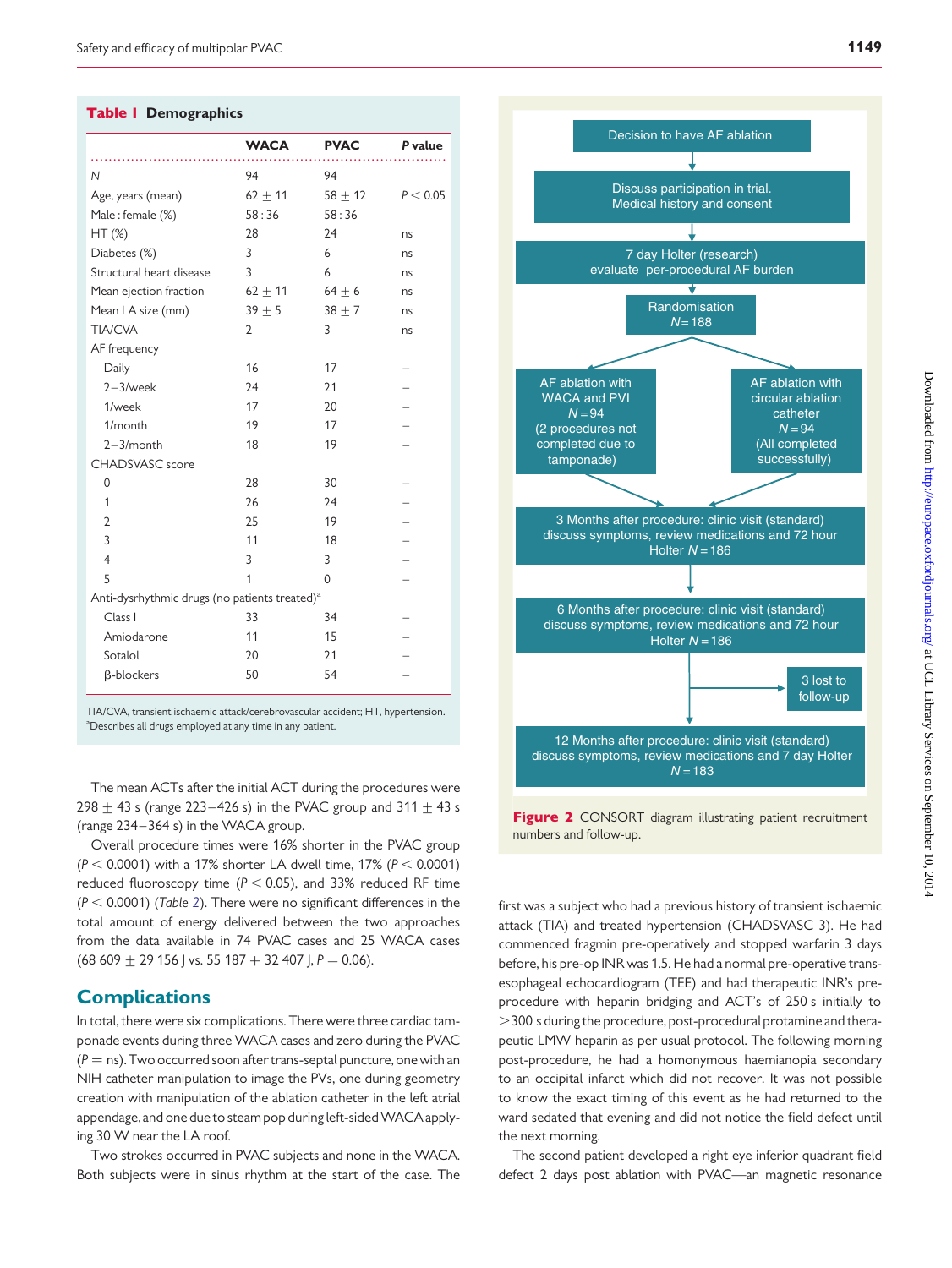**Table 1** Demographics

| | WACA | PVAC | *P* value |
|---|---|---|---|
| *N* | 94 | 94 | |
| Age, years (mean) | 62 ± 11 | 58 ± 12 | *P* < 0.05 |
| Male : female (%) | 58 : 36 | 58 : 36 | |
| HT (%) | 28 | 24 | ns |
| Diabetes (%) | 3 | 6 | ns |
| Structural heart disease | 3 | 6 | ns |
| Mean ejection fraction | 62 ± 11 | 64 ± 6 | ns |
| Mean LA size (mm) | 39 ± 5 | 38 ± 7 | ns |
| TIA/CVA | 2 | 3 | ns |
| AF frequency | | | |
| Daily | 16 | 17 | – |
| 2–3/week | 24 | 21 | – |
| 1/week | 17 | 20 | – |
| 1/month | 19 | 17 | – |
| 2–3/month | 18 | 19 | – |
| CHADSVASC score | | | |
| 0 | 28 | 30 | – |
| 1 | 26 | 24 | – |
| 2 | 25 | 19 | – |
| 3 | 11 | 18 | – |
| 4 | 3 | 3 | – |
| 5 | 1 | 0 | – |
| Anti-dysrhythmic drugs (no patients treated)[a] | | | |
| Class I | 33 | 34 | – |
| Amiodarone | 11 | 15 | – |
| Sotalol | 20 | 21 | – |
| β-blockers | 50 | 54 | – |

TIA/CVA, transient ischaemic attack/cerebrovascular accident; HT, hypertension.
[a]Describes all drugs employed at any time in any patient.

The mean ACTs after the initial ACT during the procedures were 298 ± 43 s (range 223–426 s) in the PVAC group and 311 ± 43 s (range 234–364 s) in the WACA group.

Overall procedure times were 16% shorter in the PVAC group ($P < 0.0001$) with a 17% shorter LA dwell time, 17% ($P < 0.0001$) reduced fluoroscopy time ($P < 0.05$), and 33% reduced RF time ($P < 0.0001$) (*Table 2*). There were no significant differences in the total amount of energy delivered between the two approaches from the data available in 74 PVAC cases and 25 WACA cases (68 609 ± 29 156 J vs. 55 187 + 32 407 J, $P = 0.06$).

## Complications

In total, there were six complications. There were three cardiac tamponade events during three WACA cases and zero during the PVAC ($P$ = ns). Two occurred soon after trans-septal puncture, one with an NIH catheter manipulation to image the PVs, one during geometry creation with manipulation of the ablation catheter in the left atrial appendage, and one due to steam pop during left-sided WACA applying 30 W near the LA roof.

Two strokes occurred in PVAC subjects and none in the WACA. Both subjects were in sinus rhythm at the start of the case. The first was a subject who had a previous history of transient ischaemic attack (TIA) and treated hypertension (CHADSVASC 3). He had commenced fragmin pre-operatively and stopped warfarin 3 days before, his pre-op INR was 1.5. He had a normal pre-operative trans-esophageal echocardiogram (TEE) and had therapeutic INR's pre-procedure with heparin bridging and ACT's of 250 s initially to >300 s during the procedure, post-procedural protamine and therapeutic LMW heparin as per usual protocol. The following morning post-procedure, he had a homonymous haemianopia secondary to an occipital infarct which did not recover. It was not possible to know the exact timing of this event as he had returned to the ward sedated that evening and did not notice the field defect until the next morning.

The second patient developed a right eye inferior quadrant field defect 2 days post ablation with PVAC—an magnetic resonance

---

Decision to have AF ablation

Discuss participation in trial. Medical history and consent

7 day Holter (research) evaluate per-procedural AF burden

Randomisation $N = 188$

AF ablation with WACA and PVI $N = 94$ (2 procedures not completed due to tamponade)

AF ablation with circular ablation catheter $N = 94$ (All completed successfully)

3 Months after procedure: clinic visit (standard) discuss symptoms, review medications and 72 hour Holter $N = 186$

6 Months after procedure: clinic visit (standard) discuss symptoms, review medications and 72 hour Holter $N = 186$

3 lost to follow-up

12 Months after procedure: clinic visit (standard) discuss symptoms, review medications and 7 day Holter $N = 183$

**Figure 2** CONSORT diagram illustrating patient recruitment numbers and follow-up.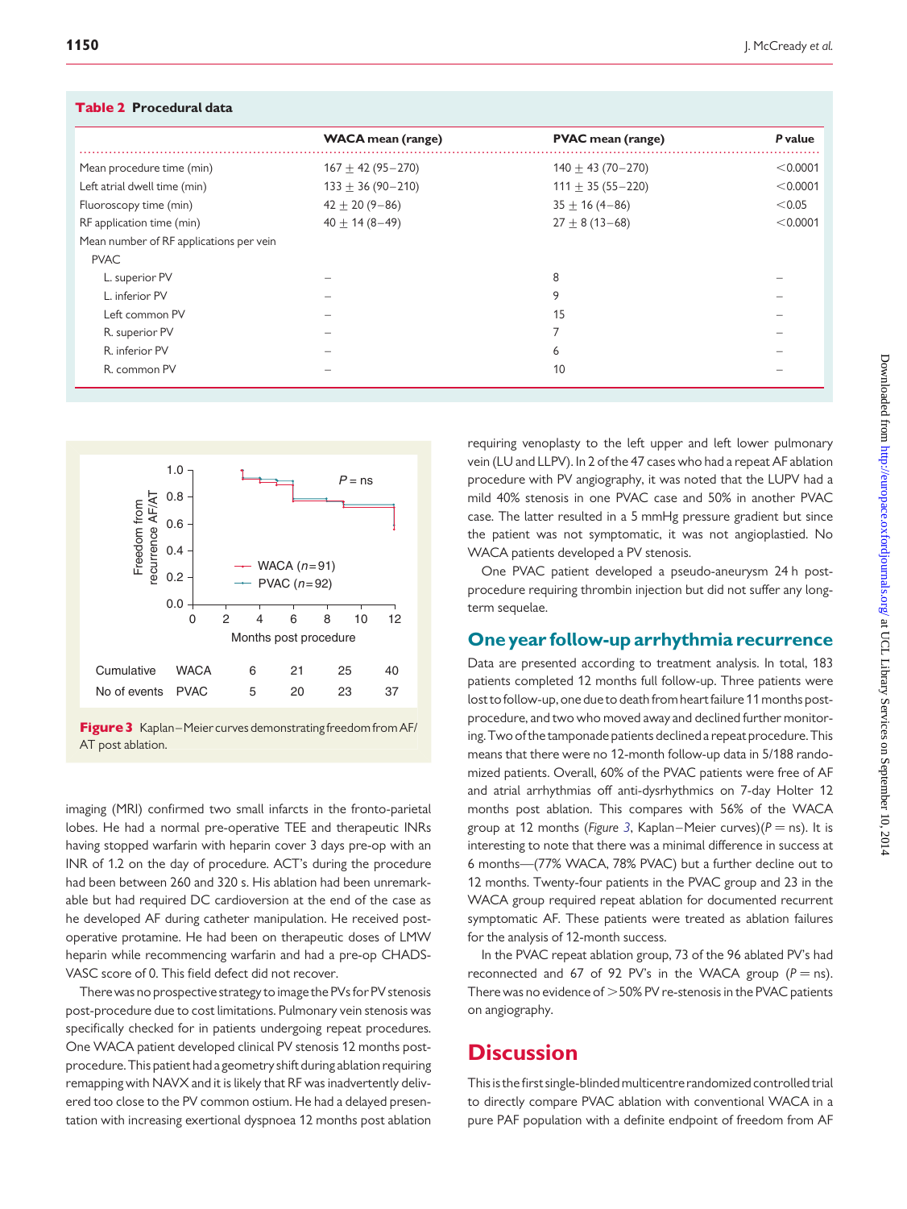**Table 2 Procedural data**

| | WACA mean (range) | PVAC mean (range) | *P* value |
|---|---|---|---|
| Mean procedure time (min) | 167 ± 42 (95–270) | 140 ± 43 (70–270) | <0.0001 |
| Left atrial dwell time (min) | 133 ± 36 (90–210) | 111 ± 35 (55–220) | <0.0001 |
| Fluoroscopy time (min) | 42 ± 20 (9–86) | 35 ± 16 (4–86) | <0.05 |
| RF application time (min) | 40 ± 14 (8–49) | 27 ± 8 (13–68) | <0.0001 |
| Mean number of RF applications per vein | | | |
| PVAC | | | |
| L. superior PV | – | 8 | – |
| L. inferior PV | – | 9 | – |
| Left common PV | – | 15 | – |
| R. superior PV | – | 7 | – |
| R. inferior PV | – | 6 | – |
| R. common PV | – | 10 | – |

| Cumulative No of events | 6 | 21 | 25 | 40 |
|---|---|---|---|---|
| WACA | 6 | 21 | 25 | 40 |
| PVAC | 5 | 20 | 23 | 37 |

**Figure 3** Kaplan–Meier curves demonstrating freedom from AF/AT post ablation.

imaging (MRI) confirmed two small infarcts in the fronto-parietal lobes. He had a normal pre-operative TEE and therapeutic INRs having stopped warfarin with heparin cover 3 days pre-op with an INR of 1.2 on the day of procedure. ACT's during the procedure had been between 260 and 320 s. His ablation had been unremarkable but had required DC cardioversion at the end of the case as he developed AF during catheter manipulation. He received post-operative protamine. He had been on therapeutic doses of LMW heparin while recommencing warfarin and had a pre-op CHADS-VASC score of 0. This field defect did not recover.

There was no prospective strategy to image the PVs for PV stenosis post-procedure due to cost limitations. Pulmonary vein stenosis was specifically checked for in patients undergoing repeat procedures. One WACA patient developed clinical PV stenosis 12 months post-procedure. This patient had a geometry shift during ablation requiring remapping with NAVX and it is likely that RF was inadvertently delivered too close to the PV common ostium. He had a delayed presentation with increasing exertional dyspnoea 12 months post ablation requiring venoplasty to the left upper and left lower pulmonary vein (LU and LLPV). In 2 of the 47 cases who had a repeat AF ablation procedure with PV angiography, it was noted that the LUPV had a mild 40% stenosis in one PVAC case and 50% in another PVAC case. The latter resulted in a 5 mmHg pressure gradient but since the patient was not symptomatic, it was not angioplastied. No WACA patients developed a PV stenosis.

One PVAC patient developed a pseudo-aneurysm 24 h post-procedure requiring thrombin injection but did not suffer any long-term sequelae.

## One year follow-up arrhythmia recurrence

Data are presented according to treatment analysis. In total, 183 patients completed 12 months full follow-up. Three patients were lost to follow-up, one due to death from heart failure 11 months post-procedure, and two who moved away and declined further monitoring. Two of the tamponade patients declined a repeat procedure. This means that there were no 12-month follow-up data in 5/188 randomized patients. Overall, 60% of the PVAC patients were free of AF and atrial arrhythmias off anti-dysrhythmics on 7-day Holter 12 months post ablation. This compares with 56% of the WACA group at 12 months (*Figure 3*, Kaplan–Meier curves)($P$ = ns). It is interesting to note that there was a minimal difference in success at 6 months—(77% WACA, 78% PVAC) but a further decline out to 12 months. Twenty-four patients in the PVAC group and 23 in the WACA group required repeat ablation for documented recurrent symptomatic AF. These patients were treated as ablation failures for the analysis of 12-month success.

In the PVAC repeat ablation group, 73 of the 96 ablated PV's had reconnected and 67 of 92 PV's in the WACA group ($P$ = ns). There was no evidence of >50% PV re-stenosis in the PVAC patients on angiography.

# Discussion

This is the first single-blinded multicentre randomized controlled trial to directly compare PVAC ablation with conventional WACA in a pure PAF population with a definite endpoint of freedom from AF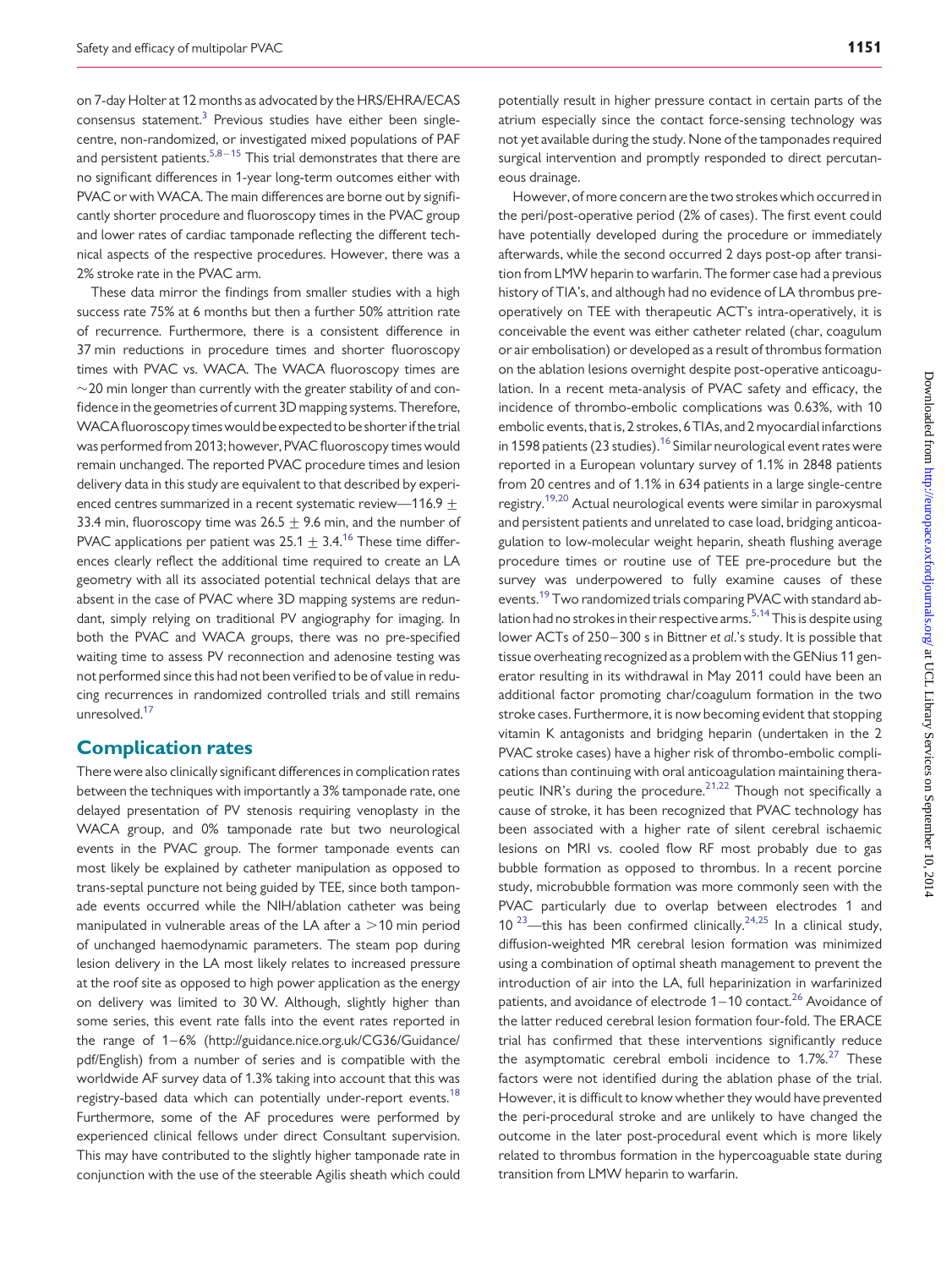on 7-day Holter at 12 months as advocated by the HRS/EHRA/ECAS consensus statement.[3] Previous studies have either been single-centre, non-randomized, or investigated mixed populations of PAF and persistent patients.[5,8–15] This trial demonstrates that there are no significant differences in 1-year long-term outcomes either with PVAC or with WACA. The main differences are borne out by significantly shorter procedure and fluoroscopy times in the PVAC group and lower rates of cardiac tamponade reflecting the different technical aspects of the respective procedures. However, there was a 2% stroke rate in the PVAC arm.

These data mirror the findings from smaller studies with a high success rate 75% at 6 months but then a further 50% attrition rate of recurrence. Furthermore, there is a consistent difference in 37 min reductions in procedure times and shorter fluoroscopy times with PVAC vs. WACA. The WACA fluoroscopy times are ~20 min longer than currently with the greater stability of and confidence in the geometries of current 3D mapping systems. Therefore, WACA fluoroscopy times would be expected to be shorter if the trial was performed from 2013; however, PVAC fluoroscopy times would remain unchanged. The reported PVAC procedure times and lesion delivery data in this study are equivalent to that described by experienced centres summarized in a recent systematic review—116.9 ± 33.4 min, fluoroscopy time was 26.5 ± 9.6 min, and the number of PVAC applications per patient was 25.1 ± 3.4.[16] These time differences clearly reflect the additional time required to create an LA geometry with all its associated potential technical delays that are absent in the case of PVAC where 3D mapping systems are redundant, simply relying on traditional PV angiography for imaging. In both the PVAC and WACA groups, there was no pre-specified waiting time to assess PV reconnection and adenosine testing was not performed since this had not been verified to be of value in reducing recurrences in randomized controlled trials and still remains unresolved.[17]

## Complication rates

There were also clinically significant differences in complication rates between the techniques with importantly a 3% tamponade rate, one delayed presentation of PV stenosis requiring venoplasty in the WACA group, and 0% tamponade rate but two neurological events in the PVAC group. The former tamponade events can most likely be explained by catheter manipulation as opposed to trans-septal puncture not being guided by TEE, since both tamponade events occurred while the NIH/ablation catheter was being manipulated in vulnerable areas of the LA after a >10 min period of unchanged haemodynamic parameters. The steam pop during lesion delivery in the LA most likely relates to increased pressure at the roof site as opposed to high power application as the energy on delivery was limited to 30 W. Although, slightly higher than some series, this event rate falls into the event rates reported in the range of 1–6% (http://guidance.nice.org.uk/CG36/Guidance/pdf/English) from a number of series and is compatible with the worldwide AF survey data of 1.3% taking into account that this was registry-based data which can potentially under-report events.[18] Furthermore, some of the AF procedures were performed by experienced clinical fellows under direct Consultant supervision. This may have contributed to the slightly higher tamponade rate in conjunction with the use of the steerable Agilis sheath which could potentially result in higher pressure contact in certain parts of the atrium especially since the contact force-sensing technology was not yet available during the study. None of the tamponades required surgical intervention and promptly responded to direct percutaneous drainage.

However, of more concern are the two strokes which occurred in the peri/post-operative period (2% of cases). The first event could have potentially developed during the procedure or immediately afterwards, while the second occurred 2 days post-op after transition from LMW heparin to warfarin. The former case had a previous history of TIA's, and although had no evidence of LA thrombus pre-operatively on TEE with therapeutic ACT's intra-operatively, it is conceivable the event was either catheter related (char, coagulum or air embolisation) or developed as a result of thrombus formation on the ablation lesions overnight despite post-operative anticoagulation. In a recent meta-analysis of PVAC safety and efficacy, the incidence of thrombo-embolic complications was 0.63%, with 10 embolic events, that is, 2 strokes, 6 TIAs, and 2 myocardial infarctions in 1598 patients (23 studies).[16] Similar neurological event rates were reported in a European voluntary survey of 1.1% in 2848 patients from 20 centres and of 1.1% in 634 patients in a large single-centre registry.[19,20] Actual neurological events were similar in paroxysmal and persistent patients and unrelated to case load, bridging anticoagulation to low-molecular weight heparin, sheath flushing average procedure times or routine use of TEE pre-procedure but the survey was underpowered to fully examine causes of these events.[19] Two randomized trials comparing PVAC with standard ablation had no strokes in their respective arms.[5,14] This is despite using lower ACTs of 250–300 s in Bittner *et al.*'s study. It is possible that tissue overheating recognized as a problem with the GENius 11 generator resulting in its withdrawal in May 2011 could have been an additional factor promoting char/coagulum formation in the two stroke cases. Furthermore, it is now becoming evident that stopping vitamin K antagonists and bridging heparin (undertaken in the 2 PVAC stroke cases) have a higher risk of thrombo-embolic complications than continuing with oral anticoagulation maintaining therapeutic INR's during the procedure.[21,22] Though not specifically a cause of stroke, it has been recognized that PVAC technology has been associated with a higher rate of silent cerebral ischaemic lesions on MRI vs. cooled flow RF most probably due to gas bubble formation as opposed to thrombus. In a recent porcine study, microbubble formation was more commonly seen with the PVAC particularly due to overlap between electrodes 1 and 10[23]—this has been confirmed clinically.[24,25] In a clinical study, diffusion-weighted MR cerebral lesion formation was minimized using a combination of optimal sheath management to prevent the introduction of air into the LA, full heparinization in warfarinized patients, and avoidance of electrode 1–10 contact.[26] Avoidance of the latter reduced cerebral lesion formation four-fold. The ERACE trial has confirmed that these interventions significantly reduce the asymptomatic cerebral emboli incidence to 1.7%.[27] These factors were not identified during the ablation phase of the trial. However, it is difficult to know whether they would have prevented the peri-procedural stroke and are unlikely to have changed the outcome in the later post-procedural event which is more likely related to thrombus formation in the hypercoagulable state during transition from LMW heparin to warfarin.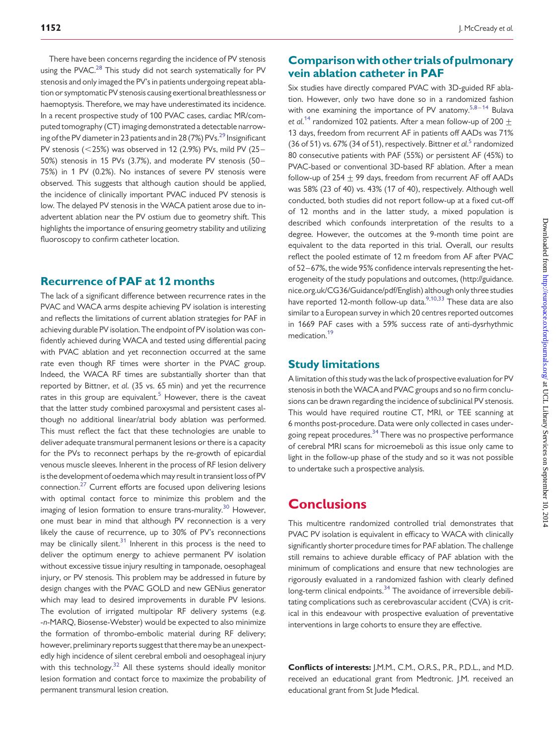There have been concerns regarding the incidence of PV stenosis using the PVAC.[28] This study did not search systematically for PV stenosis and only imaged the PV's in patients undergoing repeat ablation or symptomatic PV stenosis causing exertional breathlessness or haemoptysis. Therefore, we may have underestimated its incidence. In a recent prospective study of 100 PVAC cases, cardiac MR/computed tomography (CT) imaging demonstrated a detectable narrowing of the PV diameter in 23 patients and in 28 (7%) PVs.[29] Insignificant PV stenosis (<25%) was observed in 12 (2.9%) PVs, mild PV (25–50%) stenosis in 15 PVs (3.7%), and moderate PV stenosis (50–75%) in 1 PV (0.2%). No instances of severe PV stenosis were observed. This suggests that although caution should be applied, the incidence of clinically important PVAC induced PV stenosis is low. The delayed PV stenosis in the WACA patient arose due to inadvertent ablation near the PV ostium due to geometry shift. This highlights the importance of ensuring geometry stability and utilizing fluoroscopy to confirm catheter location.

## Recurrence of PAF at 12 months

The lack of a significant difference between recurrence rates in the PVAC and WACA arms despite achieving PV isolation is interesting and reflects the limitations of current ablation strategies for PAF in achieving durable PV isolation. The endpoint of PV isolation was confidently achieved during WACA and tested using differential pacing with PVAC ablation and yet reconnection occurred at the same rate even though RF times were shorter in the PVAC group. Indeed, the WACA RF times are substantially shorter than that reported by Bittner, *et al*. (35 vs. 65 min) and yet the recurrence rates in this group are equivalent.[5] However, there is the caveat that the latter study combined paroxysmal and persistent cases although no additional linear/atrial body ablation was performed. This must reflect the fact that these technologies are unable to deliver adequate transmural permanent lesions or there is a capacity for the PVs to reconnect perhaps by the re-growth of epicardial venous muscle sleeves. Inherent in the process of RF lesion delivery is the development of oedema which may result in transient loss of PV connection.[27] Current efforts are focused upon delivering lesions with optimal contact force to minimize this problem and the imaging of lesion formation to ensure trans-murality.[30] However, one must bear in mind that although PV reconnection is a very likely the cause of recurrence, up to 30% of PV's reconnections may be clinically silent.[31] Inherent in this process is the need to deliver the optimum energy to achieve permanent PV isolation without excessive tissue injury resulting in tamponade, oesophageal injury, or PV stenosis. This problem may be addressed in future by design changes with the PVAC GOLD and new GENius generator which may lead to desired improvements in durable PV lesions. The evolution of irrigated multipolar RF delivery systems (e.g. -*n*-MARQ, Biosense-Webster) would be expected to also minimize the formation of thrombo-embolic material during RF delivery; however, preliminary reports suggest that there may be an unexpectedly high incidence of silent cerebral emboli and oesophageal injury with this technology.[32] All these systems should ideally monitor lesion formation and contact force to maximize the probability of permanent transmural lesion creation.

## Comparison with other trials of pulmonary vein ablation catheter in PAF

Six studies have directly compared PVAC with 3D-guided RF ablation. However, only two have done so in a randomized fashion with one examining the importance of PV anatomy.[5,8–14] Bulava *et al*.[14] randomized 102 patients. After a mean follow-up of 200 ± 13 days, freedom from recurrent AF in patients off AADs was 71% (36 of 51) vs. 67% (34 of 51), respectively. Bittner *et al*.[5] randomized 80 consecutive patients with PAF (55%) or persistent AF (45%) to PVAC-based or conventional 3D-based RF ablation. After a mean follow-up of 254 ± 99 days, freedom from recurrent AF off AADs was 58% (23 of 40) vs. 43% (17 of 40), respectively. Although well conducted, both studies did not report follow-up at a fixed cut-off of 12 months and in the latter study, a mixed population is described which confounds interpretation of the results to a degree. However, the outcomes at the 9-month time point are equivalent to the data reported in this trial. Overall, our results reflect the pooled estimate of 12 m freedom from AF after PVAC of 52–67%, the wide 95% confidence intervals representing the heterogeneity of the study populations and outcomes, (http://guidance.nice.org.uk/CG36/Guidance/pdf/English) although only three studies have reported 12-month follow-up data.[9,10,33] These data are also similar to a European survey in which 20 centres reported outcomes in 1669 PAF cases with a 59% success rate of anti-dysrhythmic medication.[19]

## Study limitations

A limitation of this study was the lack of prospective evaluation for PV stenosis in both the WACA and PVAC groups and so no firm conclusions can be drawn regarding the incidence of subclinical PV stenosis. This would have required routine CT, MRI, or TEE scanning at 6 months post-procedure. Data were only collected in cases undergoing repeat procedures.[34] There was no prospective performance of cerebral MRI scans for microemboli as this issue only came to light in the follow-up phase of the study and so it was not possible to undertake such a prospective analysis.

# Conclusions

This multicentre randomized controlled trial demonstrates that PVAC PV isolation is equivalent in efficacy to WACA with clinically significantly shorter procedure times for PAF ablation. The challenge still remains to achieve durable efficacy of PAF ablation with the minimum of complications and ensure that new technologies are rigorously evaluated in a randomized fashion with clearly defined long-term clinical endpoints.[34] The avoidance of irreversible debilitating complications such as cerebrovascular accident (CVA) is critical in this endeavour with prospective evaluation of preventative interventions in large cohorts to ensure they are effective.

**Conflicts of interests:** J.M.M., C.M., O.R.S., P.R., P.D.L., and M.D. received an educational grant from Medtronic. J.M. received an educational grant from St Jude Medical.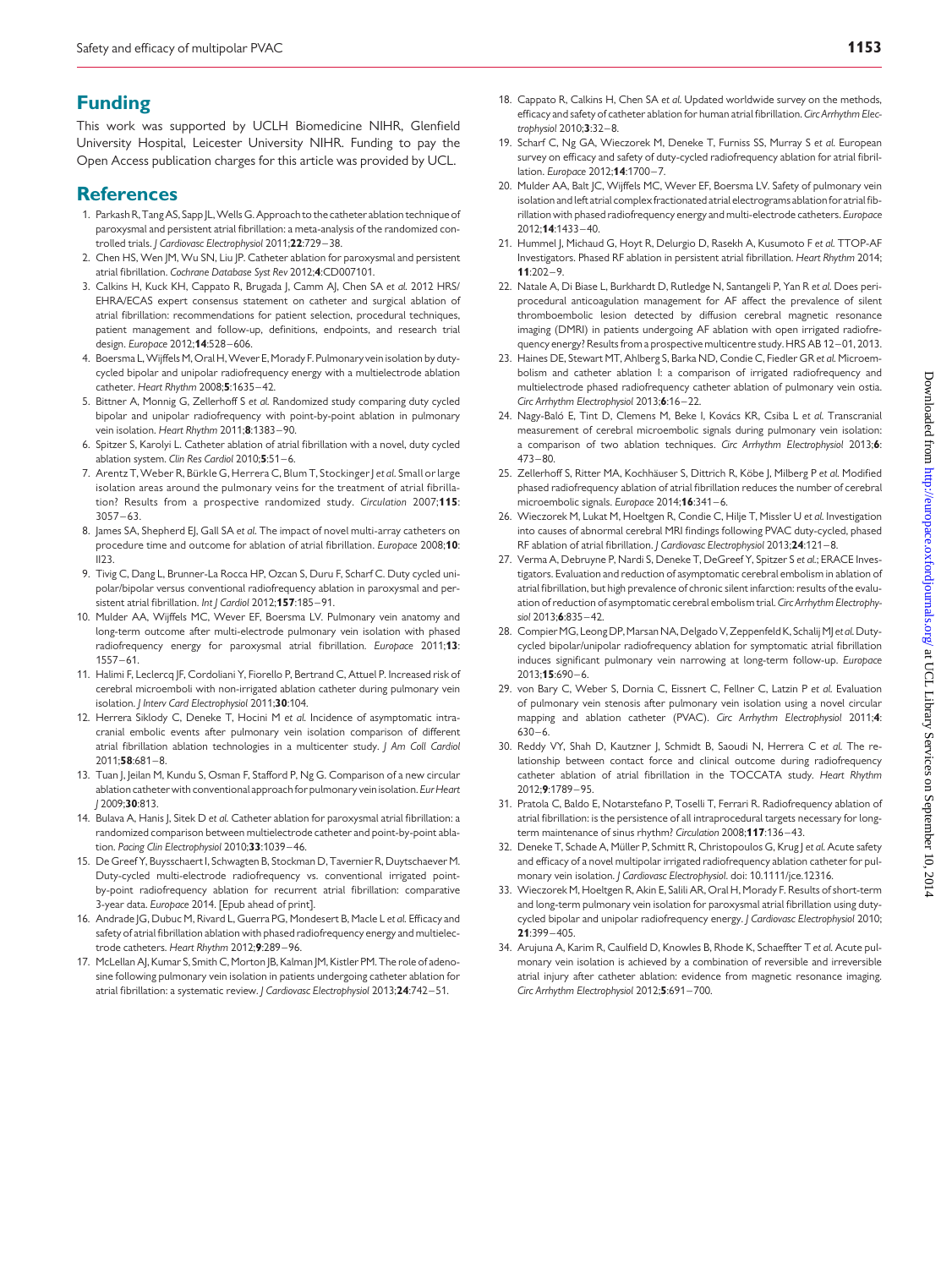## Funding

This work was supported by UCLH Biomedicine NIHR, Glenfield University Hospital, Leicester University NIHR. Funding to pay the Open Access publication charges for this article was provided by UCL.

## References

1. Parkash R, Tang AS, Sapp JL, Wells G. Approach to the catheter ablation technique of paroxysmal and persistent atrial fibrillation: a meta-analysis of the randomized controlled trials. *J Cardiovasc Electrophysiol* 2011;**22**:729–38.
2. Chen HS, Wen JM, Wu SN, Liu JP. Catheter ablation for paroxysmal and persistent atrial fibrillation. *Cochrane Database Syst Rev* 2012;**4**:CD007101.
3. Calkins H, Kuck KH, Cappato R, Brugada J, Camm AJ, Chen SA *et al.* 2012 HRS/EHRA/ECAS expert consensus statement on catheter and surgical ablation of atrial fibrillation: recommendations for patient selection, procedural techniques, patient management and follow-up, definitions, endpoints, and research trial design. *Europace* 2012;**14**:528–606.
4. Boersma L, Wijffels M, Oral H, Wever E, Morady F. Pulmonary vein isolation by duty-cycled bipolar and unipolar radiofrequency energy with a multielectrode ablation catheter. *Heart Rhythm* 2008;**5**:1635–42.
5. Bittner A, Monnig G, Zellerhoff S *et al.* Randomized study comparing duty cycled bipolar and unipolar radiofrequency with point-by-point ablation in pulmonary vein isolation. *Heart Rhythm* 2011;**8**:1383–90.
6. Spitzer S, Karolyi L. Catheter ablation of atrial fibrillation with a novel, duty cycled ablation system. *Clin Res Cardiol* 2010;**5**:51–6.
7. Arentz T, Weber R, Bürkle G, Herrera C, Blum T, Stockinger J *et al.* Small or large isolation areas around the pulmonary veins for the treatment of atrial fibrillation? Results from a prospective randomized study. *Circulation* 2007;**115**:3057–63.
8. James SA, Shepherd EJ, Gall SA *et al.* The impact of novel multi-array catheters on procedure time and outcome for ablation of atrial fibrillation. *Europace* 2008;**10**:II23.
9. Tivig C, Dang L, Brunner-La Rocca HP, Ozcan S, Duru F, Scharf C. Duty cycled unipolar/bipolar versus conventional radiofrequency ablation in paroxysmal and persistent atrial fibrillation. *Int J Cardiol* 2012;**157**:185–91.
10. Mulder AA, Wijffels MC, Wever EF, Boersma LV. Pulmonary vein anatomy and long-term outcome after multi-electrode pulmonary vein isolation with phased radiofrequency energy for paroxysmal atrial fibrillation. *Europace* 2011;**13**:1557–61.
11. Halimi F, Leclercq JF, Cordoliani Y, Fiorello P, Bertrand C, Attuel P. Increased risk of cerebral microemboli with non-irrigated ablation catheter during pulmonary vein isolation. *J Interv Card Electrophysiol* 2011;**30**:104.
12. Herrera Siklody C, Deneke T, Hocini M *et al.* Incidence of asymptomatic intracranial embolic events after pulmonary vein isolation comparison of different atrial fibrillation ablation technologies in a multicenter study. *J Am Coll Cardiol* 2011;**58**:681–8.
13. Tuan J, Jeilan M, Kundu S, Osman F, Stafford P, Ng G. Comparison of a new circular ablation catheter with conventional approach for pulmonary vein isolation. *Eur Heart J* 2009;**30**:813.
14. Bulava A, Hanis J, Sitek D *et al.* Catheter ablation for paroxysmal atrial fibrillation: a randomized comparison between multielectrode catheter and point-by-point ablation. *Pacing Clin Electrophysiol* 2010;**33**:1039–46.
15. De Greef Y, Buysschaert I, Schwagten B, Stockman D, Tavernier R, Duytschaever M. Duty-cycled multi-electrode radiofrequency vs. conventional irrigated point-by-point radiofrequency ablation for recurrent atrial fibrillation: comparative 3-year data. *Europace* 2014. [Epub ahead of print].
16. Andrade JG, Dubuc M, Rivard L, Guerra PG, Mondesert B, Macle L *et al.* Efficacy and safety of atrial fibrillation ablation with phased radiofrequency energy and multielectrode catheters. *Heart Rhythm* 2012;**9**:289–96.
17. McLellan AJ, Kumar S, Smith C, Morton JB, Kalman JM, Kistler PM. The role of adenosine following pulmonary vein isolation in patients undergoing catheter ablation for atrial fibrillation: a systematic review. *J Cardiovasc Electrophysiol* 2013;**24**:742–51.
18. Cappato R, Calkins H, Chen SA *et al.* Updated worldwide survey on the methods, efficacy and safety of catheter ablation for human atrial fibrillation. *Circ Arrhythm Electrophysiol* 2010;**3**:32–8.
19. Scharf C, Ng GA, Wieczorek M, Deneke T, Furniss SS, Murray S *et al.* European survey on efficacy and safety of duty-cycled radiofrequency ablation for atrial fibrillation. *Europace* 2012;**14**:1700–7.
20. Mulder AA, Balt JC, Wijffels MC, Wever EF, Boersma LV. Safety of pulmonary vein isolation and left atrial complex fractionated atrial electrograms ablation for atrial fibrillation with phased radiofrequency energy and multi-electrode catheters. *Europace* 2012;**14**:1433–40.
21. Hummel J, Michaud G, Hoyt R, Delurgio D, Rasekh A, Kusumoto F *et al.* TTOP-AF Investigators. Phased RF ablation in persistent atrial fibrillation. *Heart Rhythm* 2014;**11**:202–9.
22. Natale A, Di Biase L, Burkhardt D, Rutledge N, Santangeli P, Yan R *et al.* Does periprocedural anticoagulation management for AF affect the prevalence of silent thromboembolic lesion detected by diffusion cerebral magnetic resonance imaging (DMRI) in patients undergoing AF ablation with open irrigated radiofrequency energy? Results from a prospective multicentre study. HRS AB 12–01, 2013.
23. Haines DE, Stewart MT, Ahlberg S, Barka ND, Condie C, Fiedler GR *et al.* Microembolism and catheter ablation I: a comparison of irrigated radiofrequency and multielectrode phased radiofrequency catheter ablation of pulmonary vein ostia. *Circ Arrhythm Electrophysiol* 2013;**6**:16–22.
24. Nagy-Baló E, Tint D, Clemens M, Beke I, Kovács KR, Csiba L *et al.* Transcranial measurement of cerebral microembolic signals during pulmonary vein isolation: a comparison of two ablation techniques. *Circ Arrhythm Electrophysiol* 2013;**6**:473–80.
25. Zellerhoff S, Ritter MA, Kochhäuser S, Dittrich R, Köbe J, Milberg P *et al.* Modified phased radiofrequency ablation of atrial fibrillation reduces the number of cerebral microembolic signals. *Europace* 2014;**16**:341–6.
26. Wieczorek M, Lukat M, Hoeltgen R, Condie C, Hilje T, Missler U *et al.* Investigation into causes of abnormal cerebral MRI findings following PVAC duty-cycled, phased RF ablation of atrial fibrillation. *J Cardiovasc Electrophysiol* 2013;**24**:121–8.
27. Verma A, Debruyne P, Nardi S, Deneke T, DeGreef Y, Spitzer S *et al.*; ERACE Investigators. Evaluation and reduction of asymptomatic cerebral embolism in ablation of atrial fibrillation, but high prevalence of chronic silent infarction: results of the evaluation of reduction of asymptomatic cerebral embolism trial. *Circ Arrhythm Electrophysiol* 2013;**6**:835–42.
28. Compier MG, Leong DP, Marsan NA, Delgado V, Zeppenfeld K, Schalij MJ *et al.* Duty-cycled bipolar/unipolar radiofrequency ablation for symptomatic atrial fibrillation induces significant pulmonary vein narrowing at long-term follow-up. *Europace* 2013;**15**:690–6.
29. von Bary C, Weber S, Dornia C, Eissnert C, Fellner C, Latzin P *et al.* Evaluation of pulmonary vein stenosis after pulmonary vein isolation using a novel circular mapping and ablation catheter (PVAC). *Circ Arrhythm Electrophysiol* 2011;**4**:630–6.
30. Reddy VY, Shah D, Kautzner J, Schmidt B, Saoudi N, Herrera C *et al.* The relationship between contact force and clinical outcome during radiofrequency catheter ablation of atrial fibrillation in the TOCCATA study. *Heart Rhythm* 2012;**9**:1789–95.
31. Pratola C, Baldo E, Notarstefano P, Toselli T, Ferrari R. Radiofrequency ablation of atrial fibrillation: is the persistence of all intraprocedural targets necessary for long-term maintenance of sinus rhythm? *Circulation* 2008;**117**:136–43.
32. Deneke T, Schade A, Müller P, Schmitt R, Christopoulos G, Krug J *et al.* Acute safety and efficacy of a novel multipolar irrigated radiofrequency ablation catheter for pulmonary vein isolation. *J Cardiovasc Electrophysiol*. doi: 10.1111/jce.12316.
33. Wieczorek M, Hoeltgen R, Akin E, Salili AR, Oral H, Morady F. Results of short-term and long-term pulmonary vein isolation for paroxysmal atrial fibrillation using duty-cycled bipolar and unipolar radiofrequency energy. *J Cardiovasc Electrophysiol* 2010;**21**:399–405.
34. Arujuna A, Karim R, Caulfield D, Knowles B, Rhode K, Schaeffter T *et al.* Acute pulmonary vein isolation is achieved by a combination of reversible and irreversible atrial injury after catheter ablation: evidence from magnetic resonance imaging. *Circ Arrhythm Electrophysiol* 2012;**5**:691–700.